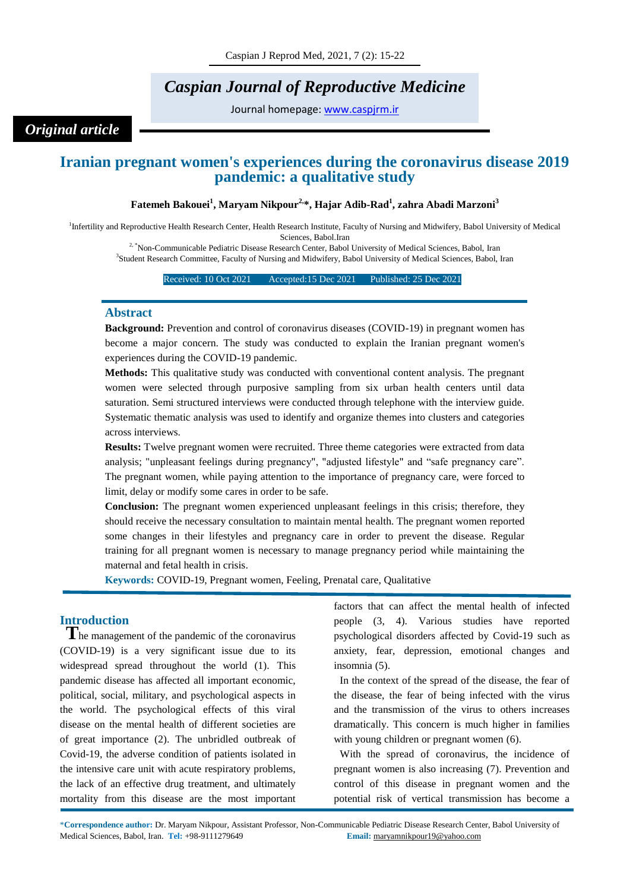*Original article*

# Iranian pregnant women's experiences during the coronavirus disease 2019 pandemic: a qualitative study

**Fatemeh Bakouei[1], Maryam Nikpour[2,*], Hajar Adib-Rad[1], zahra Abadi Marzoni[3]**

[1]Infertility and Reproductive Health Research Center, Health Research Institute, Faculty of Nursing and Midwifery, Babol University of Medical Sciences, Babol.Iran

[2, *]Non-Communicable Pediatric Disease Research Center, Babol University of Medical Sciences, Babol, Iran

[3]Student Research Committee, Faculty of Nursing and Midwifery, Babol University of Medical Sciences, Babol, Iran

Received: 10 Oct 2021 Accepted:15 Dec 2021 Published: 25 Dec 2021

## Abstract

**Background:** Prevention and control of coronavirus diseases (COVID-19) in pregnant women has become a major concern. The study was conducted to explain the Iranian pregnant women's experiences during the COVID-19 pandemic.

**Methods:** This qualitative study was conducted with conventional content analysis. The pregnant women were selected through purposive sampling from six urban health centers until data saturation. Semi structured interviews were conducted through telephone with the interview guide. Systematic thematic analysis was used to identify and organize themes into clusters and categories across interviews.

**Results:** Twelve pregnant women were recruited. Three theme categories were extracted from data analysis; "unpleasant feelings during pregnancy", "adjusted lifestyle" and "safe pregnancy care". The pregnant women, while paying attention to the importance of pregnancy care, were forced to limit, delay or modify some cares in order to be safe.

**Conclusion:** The pregnant women experienced unpleasant feelings in this crisis; therefore, they should receive the necessary consultation to maintain mental health. The pregnant women reported some changes in their lifestyles and pregnancy care in order to prevent the disease. Regular training for all pregnant women is necessary to manage pregnancy period while maintaining the maternal and fetal health in crisis.

**Keywords:** COVID-19, Pregnant women, Feeling, Prenatal care, Qualitative

## Introduction

The management of the pandemic of the coronavirus (COVID-19) is a very significant issue due to its widespread spread throughout the world (1). This pandemic disease has affected all important economic, political, social, military, and psychological aspects in the world. The psychological effects of this viral disease on the mental health of different societies are of great importance (2). The unbridled outbreak of Covid-19, the adverse condition of patients isolated in the intensive care unit with acute respiratory problems, the lack of an effective drug treatment, and ultimately mortality from this disease are the most important factors that can affect the mental health of infected people (3, 4). Various studies have reported psychological disorders affected by Covid-19 such as anxiety, fear, depression, emotional changes and insomnia (5).

In the context of the spread of the disease, the fear of the disease, the fear of being infected with the virus and the transmission of the virus to others increases dramatically. This concern is much higher in families with young children or pregnant women (6).

With the spread of coronavirus, the incidence of pregnant women is also increasing (7). Prevention and control of this disease in pregnant women and the potential risk of vertical transmission has become a

*Correspondence author: Dr. Maryam Nikpour, Assistant Professor, Non-Communicable Pediatric Disease Research Center, Babol University of Medical Sciences, Babol, Iran. Tel: +98-9111279649 Email: maryamnikpour19@yahoo.com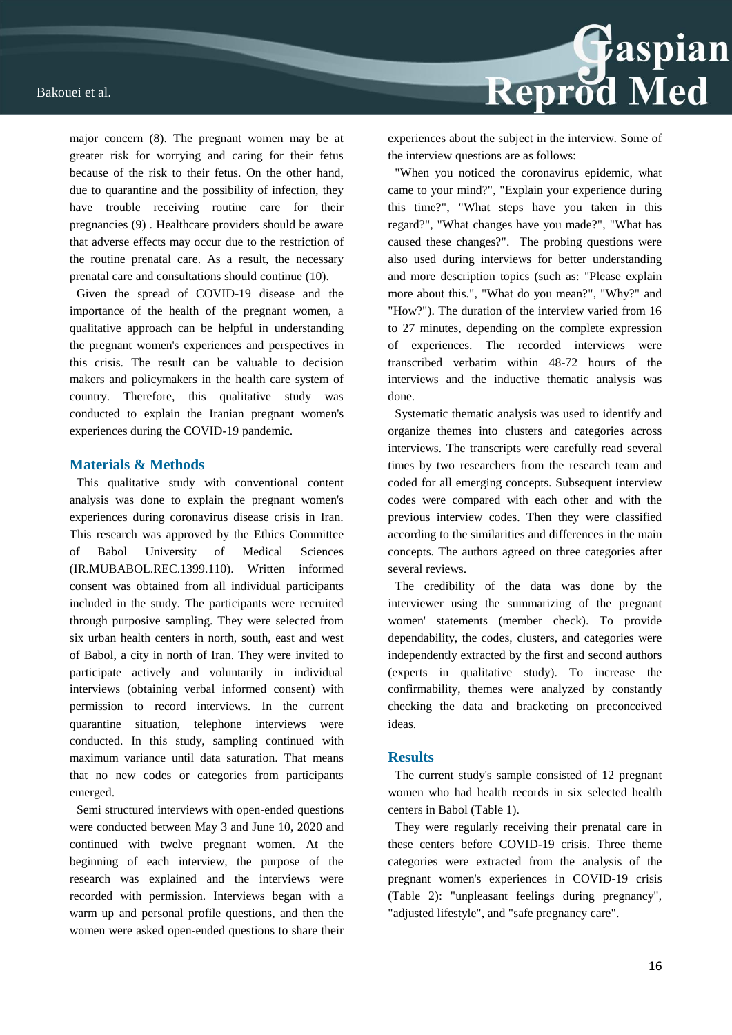major concern (8). The pregnant women may be at greater risk for worrying and caring for their fetus because of the risk to their fetus. On the other hand, due to quarantine and the possibility of infection, they have trouble receiving routine care for their pregnancies (9) . Healthcare providers should be aware that adverse effects may occur due to the restriction of the routine prenatal care. As a result, the necessary prenatal care and consultations should continue (10).

Given the spread of COVID-19 disease and the importance of the health of the pregnant women, a qualitative approach can be helpful in understanding the pregnant women's experiences and perspectives in this crisis. The result can be valuable to decision makers and policymakers in the health care system of country. Therefore, this qualitative study was conducted to explain the Iranian pregnant women's experiences during the COVID-19 pandemic.

## Materials & Methods

This qualitative study with conventional content analysis was done to explain the pregnant women's experiences during coronavirus disease crisis in Iran. This research was approved by the Ethics Committee of Babol University of Medical Sciences (IR.MUBABOL.REC.1399.110). Written informed consent was obtained from all individual participants included in the study. The participants were recruited through purposive sampling. They were selected from six urban health centers in north, south, east and west of Babol, a city in north of Iran. They were invited to participate actively and voluntarily in individual interviews (obtaining verbal informed consent) with permission to record interviews. In the current quarantine situation, telephone interviews were conducted. In this study, sampling continued with maximum variance until data saturation. That means that no new codes or categories from participants emerged.

Semi structured interviews with open-ended questions were conducted between May 3 and June 10, 2020 and continued with twelve pregnant women. At the beginning of each interview, the purpose of the research was explained and the interviews were recorded with permission. Interviews began with a warm up and personal profile questions, and then the women were asked open-ended questions to share their experiences about the subject in the interview. Some of the interview questions are as follows:

"When you noticed the coronavirus epidemic, what came to your mind?", "Explain your experience during this time?", "What steps have you taken in this regard?", "What changes have you made?", "What has caused these changes?". The probing questions were also used during interviews for better understanding and more description topics (such as: "Please explain more about this.", "What do you mean?", "Why?" and "How?"). The duration of the interview varied from 16 to 27 minutes, depending on the complete expression of experiences. The recorded interviews were transcribed verbatim within 48-72 hours of the interviews and the inductive thematic analysis was done.

Systematic thematic analysis was used to identify and organize themes into clusters and categories across interviews. The transcripts were carefully read several times by two researchers from the research team and coded for all emerging concepts. Subsequent interview codes were compared with each other and with the previous interview codes. Then they were classified according to the similarities and differences in the main concepts. The authors agreed on three categories after several reviews.

The credibility of the data was done by the interviewer using the summarizing of the pregnant women' statements (member check). To provide dependability, the codes, clusters, and categories were independently extracted by the first and second authors (experts in qualitative study). To increase the confirmability, themes were analyzed by constantly checking the data and bracketing on preconceived ideas.

## Results

The current study's sample consisted of 12 pregnant women who had health records in six selected health centers in Babol (Table 1).

They were regularly receiving their prenatal care in these centers before COVID-19 crisis. Three theme categories were extracted from the analysis of the pregnant women's experiences in COVID-19 crisis (Table 2): "unpleasant feelings during pregnancy", "adjusted lifestyle", and "safe pregnancy care".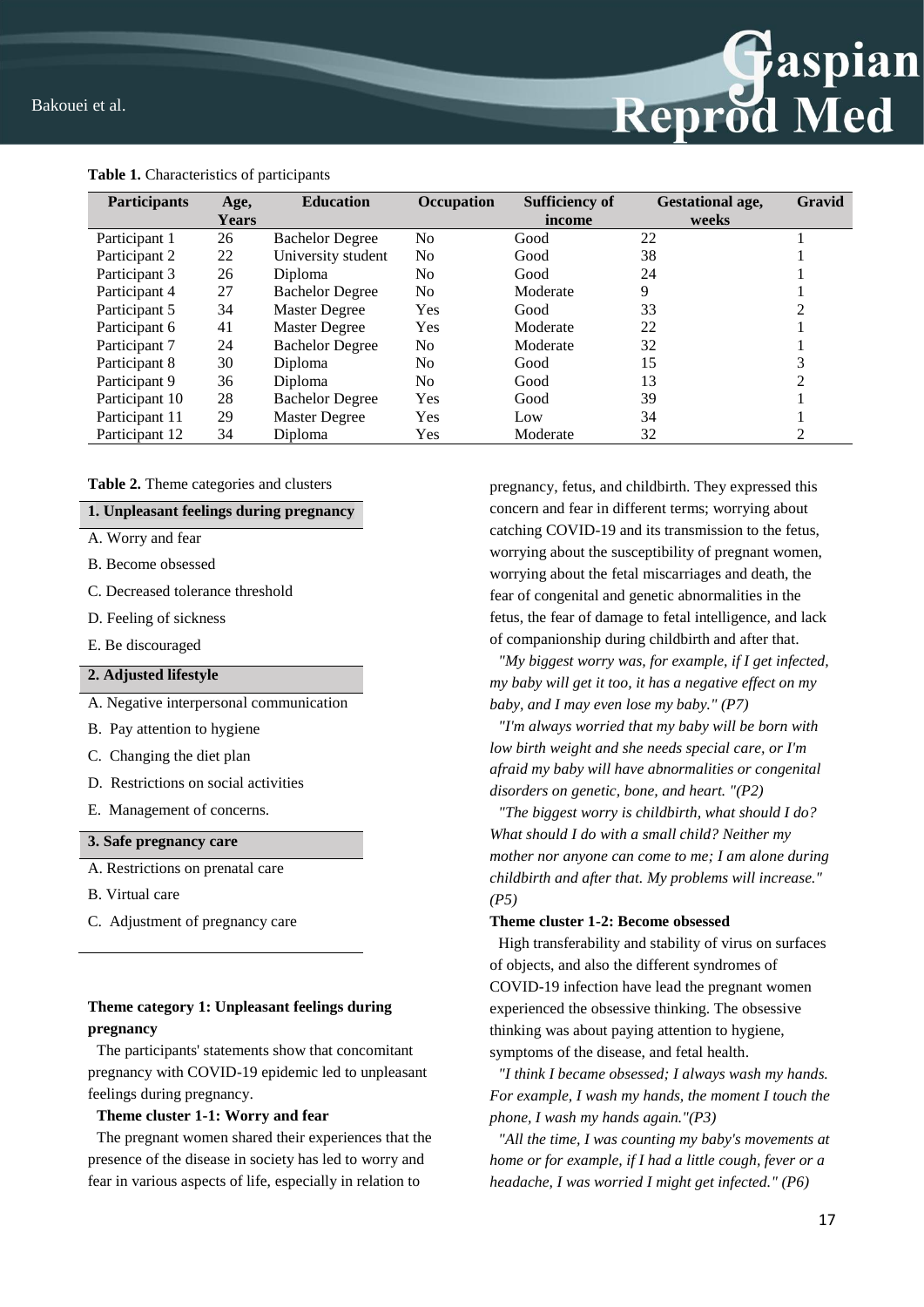**Table 1.** Characteristics of participants

| Participants | Age, Years | Education | Occupation | Sufficiency of income | Gestational age, weeks | Gravid |
|---|---|---|---|---|---|---|
| Participant 1 | 26 | Bachelor Degree | No | Good | 22 | 1 |
| Participant 2 | 22 | University student | No | Good | 38 | 1 |
| Participant 3 | 26 | Diploma | No | Good | 24 | 1 |
| Participant 4 | 27 | Bachelor Degree | No | Moderate | 9 | 1 |
| Participant 5 | 34 | Master Degree | Yes | Good | 33 | 2 |
| Participant 6 | 41 | Master Degree | Yes | Moderate | 22 | 1 |
| Participant 7 | 24 | Bachelor Degree | No | Moderate | 32 | 1 |
| Participant 8 | 30 | Diploma | No | Good | 15 | 3 |
| Participant 9 | 36 | Diploma | No | Good | 13 | 2 |
| Participant 10 | 28 | Bachelor Degree | Yes | Good | 39 | 1 |
| Participant 11 | 29 | Master Degree | Yes | Low | 34 | 1 |
| Participant 12 | 34 | Diploma | Yes | Moderate | 32 | 2 |

**Table 2.** Theme categories and clusters

| 1. Unpleasant feelings during pregnancy |
|---|
| A. Worry and fear |
| B. Become obsessed |
| C. Decreased tolerance threshold |
| D. Feeling of sickness |
| E. Be discouraged |
| **2. Adjusted lifestyle** |
| A. Negative interpersonal communication |
| B. Pay attention to hygiene |
| C. Changing the diet plan |
| D. Restrictions on social activities |
| E. Management of concerns. |
| **3. Safe pregnancy care** |
| A. Restrictions on prenatal care |
| B. Virtual care |
| C. Adjustment of pregnancy care |

**Theme category 1: Unpleasant feelings during pregnancy**

The participants' statements show that concomitant pregnancy with COVID-19 epidemic led to unpleasant feelings during pregnancy.

**Theme cluster 1-1: Worry and fear**

The pregnant women shared their experiences that the presence of the disease in society has led to worry and fear in various aspects of life, especially in relation to pregnancy, fetus, and childbirth. They expressed this concern and fear in different terms; worrying about catching COVID-19 and its transmission to the fetus, worrying about the susceptibility of pregnant women, worrying about the fetal miscarriages and death, the fear of congenital and genetic abnormalities in the fetus, the fear of damage to fetal intelligence, and lack of companionship during childbirth and after that.

*"My biggest worry was, for example, if I get infected, my baby will get it too, it has a negative effect on my baby, and I may even lose my baby." (P7)*

*"I'm always worried that my baby will be born with low birth weight and she needs special care, or I'm afraid my baby will have abnormalities or congenital disorders on genetic, bone, and heart. "(P2)*

*"The biggest worry is childbirth, what should I do? What should I do with a small child? Neither my mother nor anyone can come to me; I am alone during childbirth and after that. My problems will increase." (P5)*

**Theme cluster 1-2: Become obsessed**

High transferability and stability of virus on surfaces of objects, and also the different syndromes of COVID-19 infection have lead the pregnant women experienced the obsessive thinking. The obsessive thinking was about paying attention to hygiene, symptoms of the disease, and fetal health.

*"I think I became obsessed; I always wash my hands. For example, I wash my hands, the moment I touch the phone, I wash my hands again."(P3)*

*"All the time, I was counting my baby's movements at home or for example, if I had a little cough, fever or a headache, I was worried I might get infected." (P6)*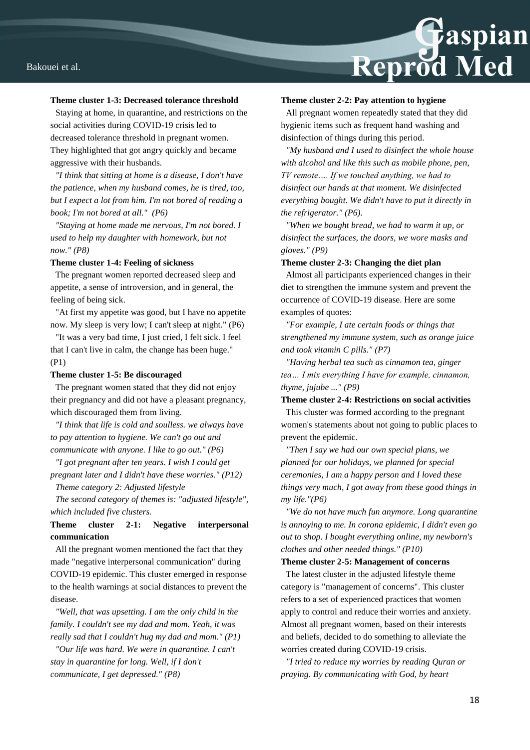**Theme cluster 1-3: Decreased tolerance threshold**

Staying at home, in quarantine, and restrictions on the social activities during COVID-19 crisis led to decreased tolerance threshold in pregnant women. They highlighted that got angry quickly and became aggressive with their husbands.

*"I think that sitting at home is a disease, I don't have the patience, when my husband comes, he is tired, too, but I expect a lot from him. I'm not bored of reading a book; I'm not bored at all." (P6)*

*"Staying at home made me nervous, I'm not bored. I used to help my daughter with homework, but not now." (P8)*

**Theme cluster 1-4: Feeling of sickness**

The pregnant women reported decreased sleep and appetite, a sense of introversion, and in general, the feeling of being sick.

"At first my appetite was good, but I have no appetite now. My sleep is very low; I can't sleep at night." (P6)

"It was a very bad time, I just cried, I felt sick. I feel that I can't live in calm, the change has been huge." (P1)

**Theme cluster 1-5: Be discouraged**

The pregnant women stated that they did not enjoy their pregnancy and did not have a pleasant pregnancy, which discouraged them from living.

*"I think that life is cold and soulless. we always have to pay attention to hygiene. We can't go out and communicate with anyone. I like to go out." (P6)*

*"I got pregnant after ten years. I wish I could get pregnant later and I didn't have these worries." (P12)*

*Theme category 2: Adjusted lifestyle*

*The second category of themes is: "adjusted lifestyle", which included five clusters.*

**Theme cluster 2-1: Negative interpersonal communication**

All the pregnant women mentioned the fact that they made "negative interpersonal communication" during COVID-19 epidemic. This cluster emerged in response to the health warnings at social distances to prevent the disease.

*"Well, that was upsetting. I am the only child in the family. I couldn't see my dad and mom. Yeah, it was really sad that I couldn't hug my dad and mom." (P1)*

*"Our life was hard. We were in quarantine. I can't stay in quarantine for long. Well, if I don't communicate, I get depressed." (P8)*

**Theme cluster 2-2: Pay attention to hygiene**

All pregnant women repeatedly stated that they did hygienic items such as frequent hand washing and disinfection of things during this period.

*"My husband and I used to disinfect the whole house with alcohol and like this such as mobile phone, pen, TV remote…. If we touched anything, we had to disinfect our hands at that moment. We disinfected everything bought. We didn't have to put it directly in the refrigerator." (P6).*

*"When we bought bread, we had to warm it up, or disinfect the surfaces, the doors, we wore masks and gloves." (P9)*

**Theme cluster 2-3: Changing the diet plan**

Almost all participants experienced changes in their diet to strengthen the immune system and prevent the occurrence of COVID-19 disease. Here are some examples of quotes:

*"For example, I ate certain foods or things that strengthened my immune system, such as orange juice and took vitamin C pills." (P7)*

*"Having herbal tea such as cinnamon tea, ginger tea… I mix everything I have for example, cinnamon, thyme, jujube ..." (P9)*

**Theme cluster 2-4: Restrictions on social activities**

This cluster was formed according to the pregnant women's statements about not going to public places to prevent the epidemic.

*"Then I say we had our own special plans, we planned for our holidays, we planned for special ceremonies, I am a happy person and I loved these things very much, I got away from these good things in my life."(P6)*

*"We do not have much fun anymore. Long quarantine is annoying to me. In corona epidemic, I didn't even go out to shop. I bought everything online, my newborn's clothes and other needed things." (P10)*

**Theme cluster 2-5: Management of concerns**

The latest cluster in the adjusted lifestyle theme category is "management of concerns". This cluster refers to a set of experienced practices that women apply to control and reduce their worries and anxiety. Almost all pregnant women, based on their interests and beliefs, decided to do something to alleviate the worries created during COVID-19 crisis.

*"I tried to reduce my worries by reading Quran or praying. By communicating with God, by heart*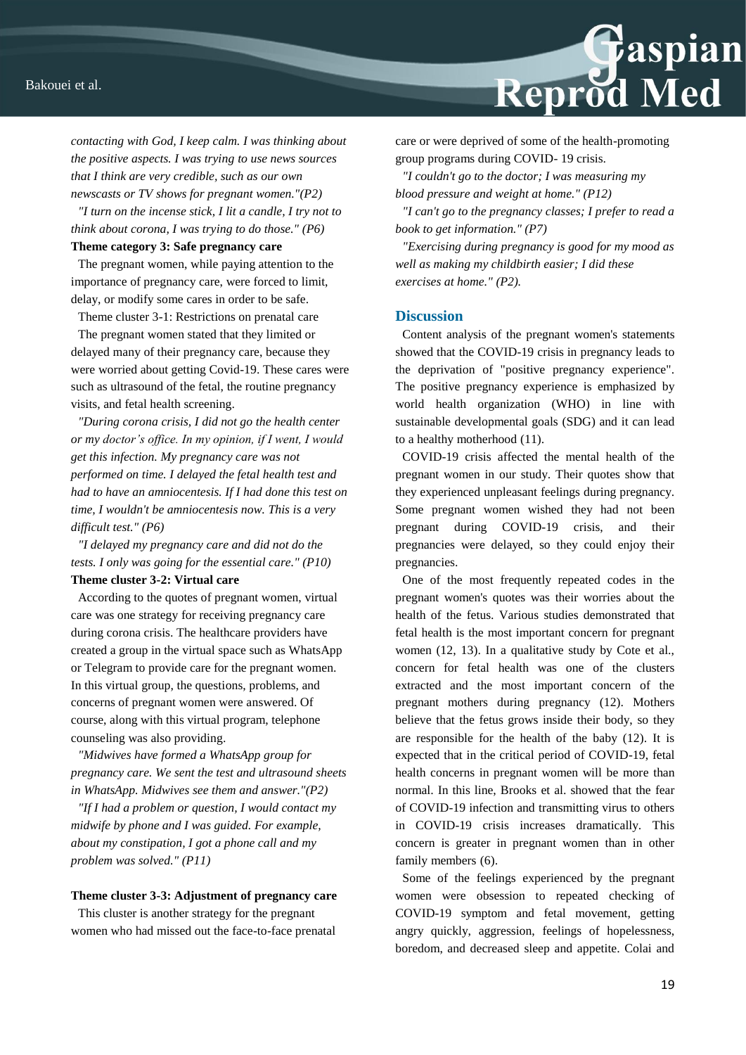*contacting with God, I keep calm. I was thinking about the positive aspects. I was trying to use news sources that I think are very credible, such as our own newscasts or TV shows for pregnant women."(P2)*

*"I turn on the incense stick, I lit a candle, I try not to think about corona, I was trying to do those." (P6)*

**Theme category 3: Safe pregnancy care**

The pregnant women, while paying attention to the importance of pregnancy care, were forced to limit, delay, or modify some cares in order to be safe.

Theme cluster 3-1: Restrictions on prenatal care

The pregnant women stated that they limited or delayed many of their pregnancy care, because they were worried about getting Covid-19. These cares were such as ultrasound of the fetal, the routine pregnancy visits, and fetal health screening.

*"During corona crisis, I did not go the health center or my doctor's office. In my opinion, if I went, I would get this infection. My pregnancy care was not performed on time. I delayed the fetal health test and had to have an amniocentesis. If I had done this test on time, I wouldn't be amniocentesis now. This is a very difficult test." (P6)*

*"I delayed my pregnancy care and did not do the tests. I only was going for the essential care." (P10)*

**Theme cluster 3-2: Virtual care**

According to the quotes of pregnant women, virtual care was one strategy for receiving pregnancy care during corona crisis. The healthcare providers have created a group in the virtual space such as WhatsApp or Telegram to provide care for the pregnant women. In this virtual group, the questions, problems, and concerns of pregnant women were answered. Of course, along with this virtual program, telephone counseling was also providing.

*"Midwives have formed a WhatsApp group for pregnancy care. We sent the test and ultrasound sheets in WhatsApp. Midwives see them and answer."(P2)*

*"If I had a problem or question, I would contact my midwife by phone and I was guided. For example, about my constipation, I got a phone call and my problem was solved." (P11)*

**Theme cluster 3-3: Adjustment of pregnancy care**

This cluster is another strategy for the pregnant women who had missed out the face-to-face prenatal care or were deprived of some of the health-promoting group programs during COVID- 19 crisis.

*"I couldn't go to the doctor; I was measuring my blood pressure and weight at home." (P12)*

*"I can't go to the pregnancy classes; I prefer to read a book to get information." (P7)*

*"Exercising during pregnancy is good for my mood as well as making my childbirth easier; I did these exercises at home." (P2).*

## Discussion

Content analysis of the pregnant women's statements showed that the COVID-19 crisis in pregnancy leads to the deprivation of "positive pregnancy experience". The positive pregnancy experience is emphasized by world health organization (WHO) in line with sustainable developmental goals (SDG) and it can lead to a healthy motherhood (11).

COVID-19 crisis affected the mental health of the pregnant women in our study. Their quotes show that they experienced unpleasant feelings during pregnancy. Some pregnant women wished they had not been pregnant during COVID-19 crisis, and their pregnancies were delayed, so they could enjoy their pregnancies.

One of the most frequently repeated codes in the pregnant women's quotes was their worries about the health of the fetus. Various studies demonstrated that fetal health is the most important concern for pregnant women (12, 13). In a qualitative study by Cote et al., concern for fetal health was one of the clusters extracted and the most important concern of the pregnant mothers during pregnancy (12). Mothers believe that the fetus grows inside their body, so they are responsible for the health of the baby (12). It is expected that in the critical period of COVID-19, fetal health concerns in pregnant women will be more than normal. In this line, Brooks et al. showed that the fear of COVID-19 infection and transmitting virus to others in COVID-19 crisis increases dramatically. This concern is greater in pregnant women than in other family members (6).

Some of the feelings experienced by the pregnant women were obsession to repeated checking of COVID-19 symptom and fetal movement, getting angry quickly, aggression, feelings of hopelessness, boredom, and decreased sleep and appetite. Colai and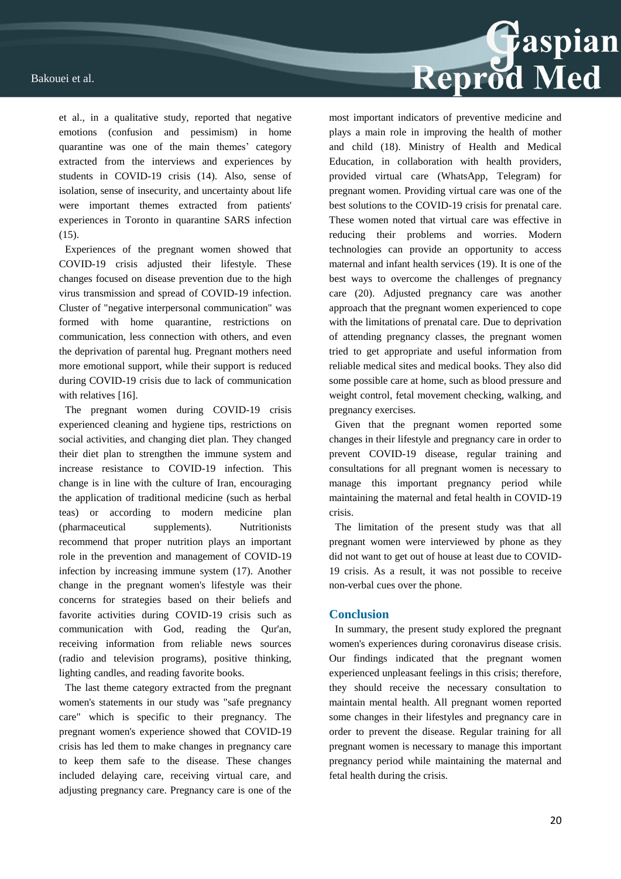et al., in a qualitative study, reported that negative emotions (confusion and pessimism) in home quarantine was one of the main themes' category extracted from the interviews and experiences by students in COVID-19 crisis (14). Also, sense of isolation, sense of insecurity, and uncertainty about life were important themes extracted from patients' experiences in Toronto in quarantine SARS infection (15).

Experiences of the pregnant women showed that COVID-19 crisis adjusted their lifestyle. These changes focused on disease prevention due to the high virus transmission and spread of COVID-19 infection. Cluster of "negative interpersonal communication" was formed with home quarantine, restrictions on communication, less connection with others, and even the deprivation of parental hug. Pregnant mothers need more emotional support, while their support is reduced during COVID-19 crisis due to lack of communication with relatives [16].

The pregnant women during COVID-19 crisis experienced cleaning and hygiene tips, restrictions on social activities, and changing diet plan. They changed their diet plan to strengthen the immune system and increase resistance to COVID-19 infection. This change is in line with the culture of Iran, encouraging the application of traditional medicine (such as herbal teas) or according to modern medicine plan (pharmaceutical supplements). Nutritionists recommend that proper nutrition plays an important role in the prevention and management of COVID-19 infection by increasing immune system (17). Another change in the pregnant women's lifestyle was their concerns for strategies based on their beliefs and favorite activities during COVID-19 crisis such as communication with God, reading the Qur'an, receiving information from reliable news sources (radio and television programs), positive thinking, lighting candles, and reading favorite books.

The last theme category extracted from the pregnant women's statements in our study was "safe pregnancy care" which is specific to their pregnancy. The pregnant women's experience showed that COVID-19 crisis has led them to make changes in pregnancy care to keep them safe to the disease. These changes included delaying care, receiving virtual care, and adjusting pregnancy care. Pregnancy care is one of the most important indicators of preventive medicine and plays a main role in improving the health of mother and child (18). Ministry of Health and Medical Education, in collaboration with health providers, provided virtual care (WhatsApp, Telegram) for pregnant women. Providing virtual care was one of the best solutions to the COVID-19 crisis for prenatal care. These women noted that virtual care was effective in reducing their problems and worries. Modern technologies can provide an opportunity to access maternal and infant health services (19). It is one of the best ways to overcome the challenges of pregnancy care (20). Adjusted pregnancy care was another approach that the pregnant women experienced to cope with the limitations of prenatal care. Due to deprivation of attending pregnancy classes, the pregnant women tried to get appropriate and useful information from reliable medical sites and medical books. They also did some possible care at home, such as blood pressure and weight control, fetal movement checking, walking, and pregnancy exercises.

Given that the pregnant women reported some changes in their lifestyle and pregnancy care in order to prevent COVID-19 disease, regular training and consultations for all pregnant women is necessary to manage this important pregnancy period while maintaining the maternal and fetal health in COVID-19 crisis.

The limitation of the present study was that all pregnant women were interviewed by phone as they did not want to get out of house at least due to COVID-19 crisis. As a result, it was not possible to receive non-verbal cues over the phone.

## Conclusion

In summary, the present study explored the pregnant women's experiences during coronavirus disease crisis. Our findings indicated that the pregnant women experienced unpleasant feelings in this crisis; therefore, they should receive the necessary consultation to maintain mental health. All pregnant women reported some changes in their lifestyles and pregnancy care in order to prevent the disease. Regular training for all pregnant women is necessary to manage this important pregnancy period while maintaining the maternal and fetal health during the crisis.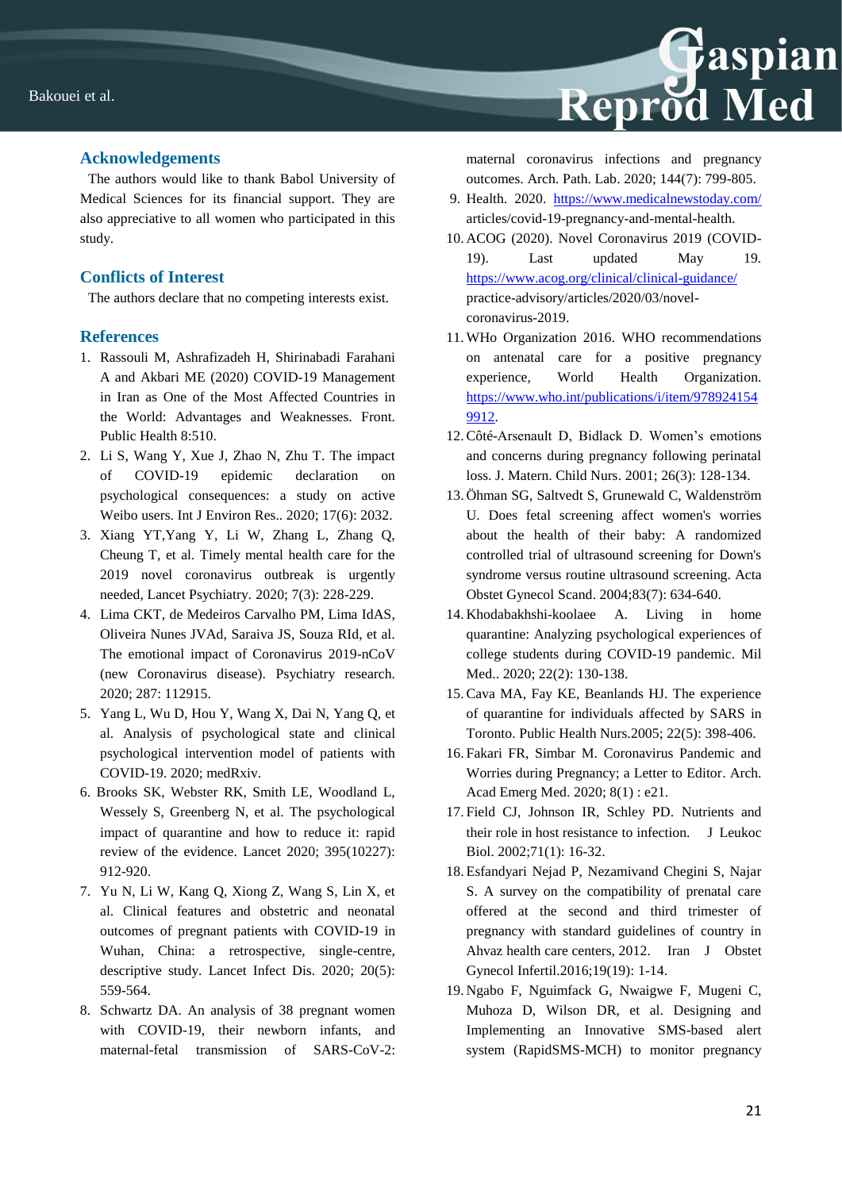## Acknowledgements

The authors would like to thank Babol University of Medical Sciences for its financial support. They are also appreciative to all women who participated in this study.

## Conflicts of Interest

The authors declare that no competing interests exist.

## References

1. Rassouli M, Ashrafizadeh H, Shirinabadi Farahani A and Akbari ME (2020) COVID-19 Management in Iran as One of the Most Affected Countries in the World: Advantages and Weaknesses. Front. Public Health 8:510.
2. Li S, Wang Y, Xue J, Zhao N, Zhu T. The impact of COVID-19 epidemic declaration on psychological consequences: a study on active Weibo users. Int J Environ Res. 2020; 17(6): 2032.
3. Xiang YT,Yang Y, Li W, Zhang L, Zhang Q, Cheung T, et al. Timely mental health care for the 2019 novel coronavirus outbreak is urgently needed, Lancet Psychiatry. 2020; 7(3): 228-229.
4. Lima CKT, de Medeiros Carvalho PM, Lima IdAS, Oliveira Nunes JVAd, Saraiva JS, Souza RId, et al. The emotional impact of Coronavirus 2019-nCoV (new Coronavirus disease). Psychiatry research. 2020; 287: 112915.
5. Yang L, Wu D, Hou Y, Wang X, Dai N, Yang Q, et al. Analysis of psychological state and clinical psychological intervention model of patients with COVID-19. 2020; medRxiv.
6. Brooks SK, Webster RK, Smith LE, Woodland L, Wessely S, Greenberg N, et al. The psychological impact of quarantine and how to reduce it: rapid review of the evidence. Lancet 2020; 395(10227): 912-920.
7. Yu N, Li W, Kang Q, Xiong Z, Wang S, Lin X, et al. Clinical features and obstetric and neonatal outcomes of pregnant patients with COVID-19 in Wuhan, China: a retrospective, single-centre, descriptive study. Lancet Infect Dis. 2020; 20(5): 559-564.
8. Schwartz DA. An analysis of 38 pregnant women with COVID-19, their newborn infants, and maternal-fetal transmission of SARS-CoV-2: maternal coronavirus infections and pregnancy outcomes. Arch. Path. Lab. 2020; 144(7): 799-805.
9. Health. 2020. https://www.medicalnewstoday.com/articles/covid-19-pregnancy-and-mental-health.
10. ACOG (2020). Novel Coronavirus 2019 (COVID-19). Last updated May 19. https://www.acog.org/clinical/clinical-guidance/practice-advisory/articles/2020/03/novel-coronavirus-2019.
11. WHo Organization 2016. WHO recommendations on antenatal care for a positive pregnancy experience, World Health Organization. https://www.who.int/publications/i/item/9789241549912.
12. Côté-Arsenault D, Bidlack D. Women's emotions and concerns during pregnancy following perinatal loss. J. Matern. Child Nurs. 2001; 26(3): 128-134.
13. Öhman SG, Saltvedt S, Grunewald C, Waldenström U. Does fetal screening affect women's worries about the health of their baby: A randomized controlled trial of ultrasound screening for Down's syndrome versus routine ultrasound screening. Acta Obstet Gynecol Scand. 2004;83(7): 634-640.
14. Khodabakhshi-koolaee A. Living in home quarantine: Analyzing psychological experiences of college students during COVID-19 pandemic. Mil Med.. 2020; 22(2): 130-138.
15. Cava MA, Fay KE, Beanlands HJ. The experience of quarantine for individuals affected by SARS in Toronto. Public Health Nurs.2005; 22(5): 398-406.
16. Fakari FR, Simbar M. Coronavirus Pandemic and Worries during Pregnancy; a Letter to Editor. Arch. Acad Emerg Med. 2020; 8(1) : e21.
17. Field CJ, Johnson IR, Schley PD. Nutrients and their role in host resistance to infection. J Leukoc Biol. 2002;71(1): 16-32.
18. Esfandyari Nejad P, Nezamivand Chegini S, Najar S. A survey on the compatibility of prenatal care offered at the second and third trimester of pregnancy with standard guidelines of country in Ahvaz health care centers, 2012. Iran J Obstet Gynecol Infertil.2016;19(19): 1-14.
19. Ngabo F, Nguimfack G, Nwaigwe F, Mugeni C, Muhoza D, Wilson DR, et al. Designing and Implementing an Innovative SMS-based alert system (RapidSMS-MCH) to monitor pregnancy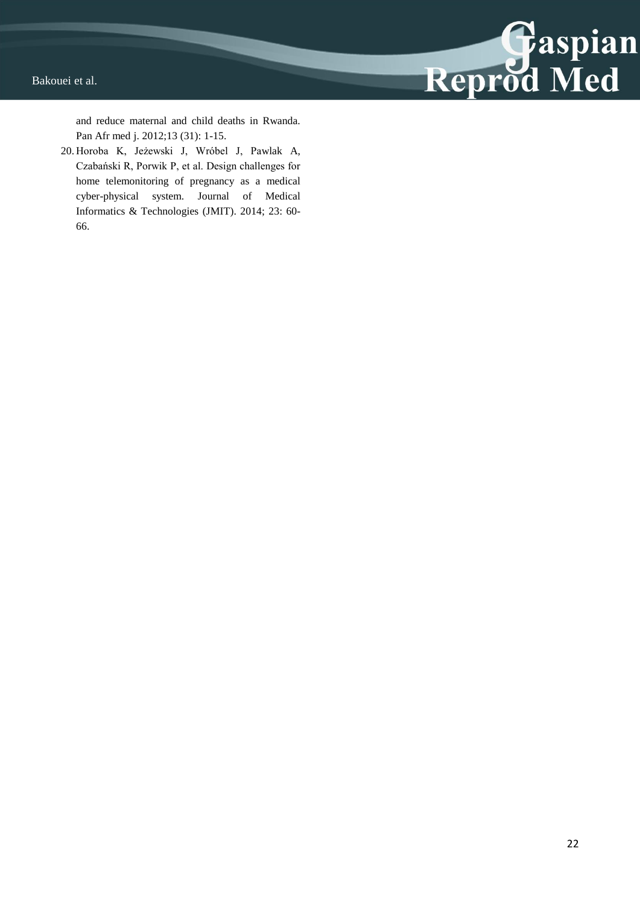and reduce maternal and child deaths in Rwanda. Pan Afr med j. 2012;13 (31): 1-15.

20. Horoba K, Jeżewski J, Wróbel J, Pawlak A, Czabański R, Porwik P, et al. Design challenges for home telemonitoring of pregnancy as a medical cyber-physical system. Journal of Medical Informatics & Technologies (JMIT). 2014; 23: 60-66.